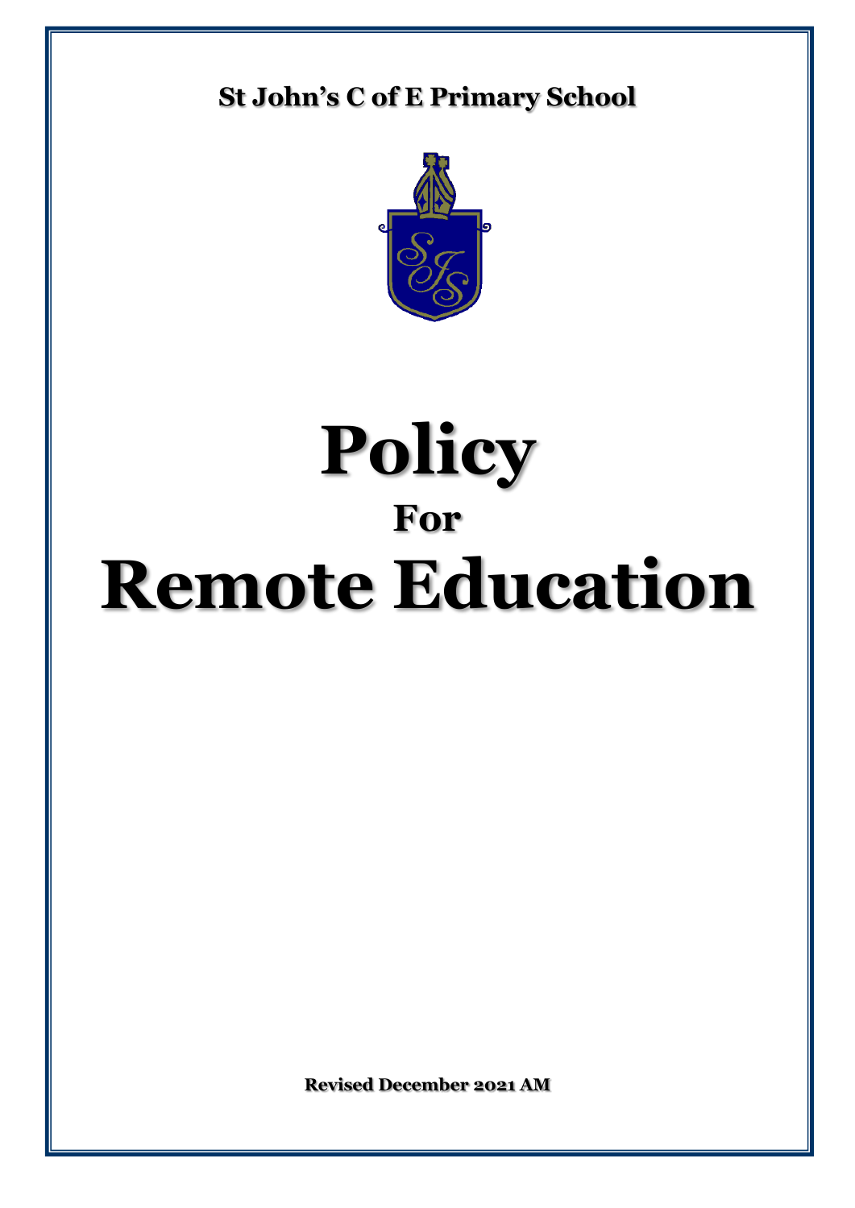**St John's C of E Primary School**

# Policy

## For

# Remote Education

**Revised December 2021 AM**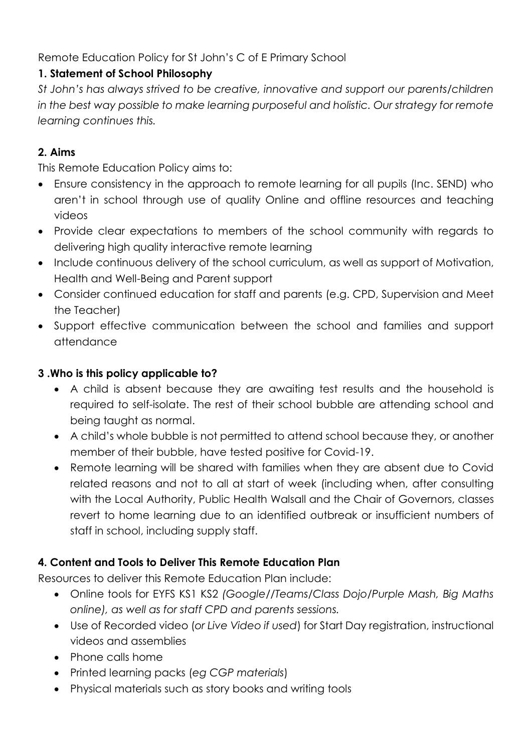Remote Education Policy for St John's C of E Primary School

## 1. Statement of School Philosophy

*St John's has always strived to be creative, innovative and support our parents/children in the best way possible to make learning purposeful and holistic. Our strategy for remote learning continues this.*

## 2. Aims

This Remote Education Policy aims to:

- Ensure consistency in the approach to remote learning for all pupils (Inc. SEND) who aren't in school through use of quality Online and offline resources and teaching videos
- Provide clear expectations to members of the school community with regards to delivering high quality interactive remote learning
- Include continuous delivery of the school curriculum, as well as support of Motivation, Health and Well-Being and Parent support
- Consider continued education for staff and parents (e.g. CPD, Supervision and Meet the Teacher)
- Support effective communication between the school and families and support attendance

## 3 .Who is this policy applicable to?

- A child is absent because they are awaiting test results and the household is required to self-isolate. The rest of their school bubble are attending school and being taught as normal.
- A child's whole bubble is not permitted to attend school because they, or another member of their bubble, have tested positive for Covid-19.
- Remote learning will be shared with families when they are absent due to Covid related reasons and not to all at start of week (including when, after consulting with the Local Authority, Public Health Walsall and the Chair of Governors, classes revert to home learning due to an identified outbreak or insufficient numbers of staff in school, including supply staff.

## 4. Content and Tools to Deliver This Remote Education Plan

Resources to deliver this Remote Education Plan include:

- Online tools for EYFS KS1 KS2 *(Google//Teams/Class Dojo/Purple Mash, Big Maths online), as well as for staff CPD and parents sessions.*
- Use of Recorded video (*or Live Video if used*) for Start Day registration, instructional videos and assemblies
- Phone calls home
- Printed learning packs (*eg CGP materials*)
- Physical materials such as story books and writing tools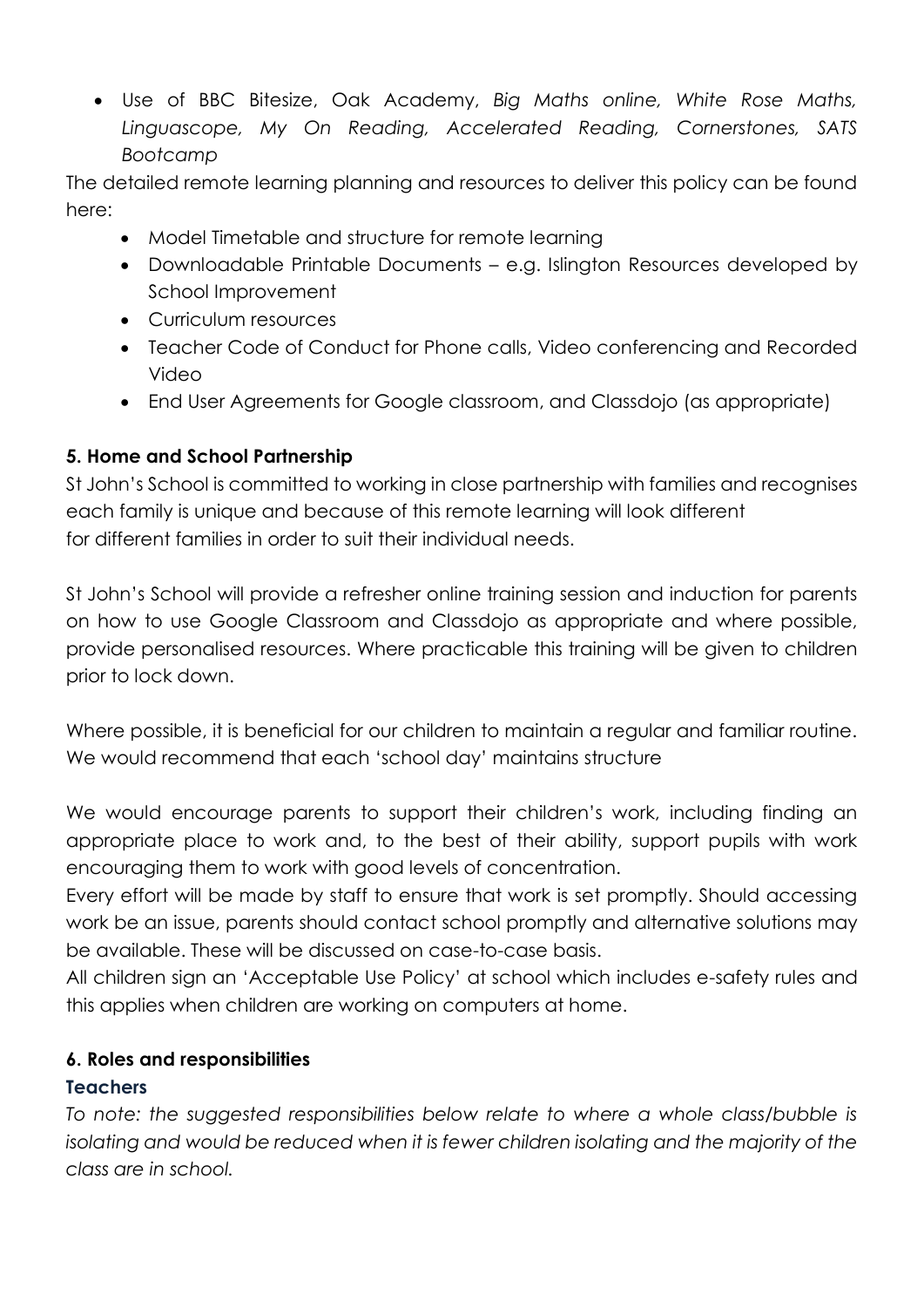- Use of BBC Bitesize, Oak Academy, *Big Maths online, White Rose Maths, Linguascope, My On Reading, Accelerated Reading, Cornerstones, SATS Bootcamp*

The detailed remote learning planning and resources to deliver this policy can be found here:

- Model Timetable and structure for remote learning
- Downloadable Printable Documents – e.g. Islington Resources developed by School Improvement
- Curriculum resources
- Teacher Code of Conduct for Phone calls, Video conferencing and Recorded Video
- End User Agreements for Google classroom, and Classdojo (as appropriate)

### 5. Home and School Partnership

St John's School is committed to working in close partnership with families and recognises each family is unique and because of this remote learning will look different for different families in order to suit their individual needs.

St John's School will provide a refresher online training session and induction for parents on how to use Google Classroom and Classdojo as appropriate and where possible, provide personalised resources. Where practicable this training will be given to children prior to lock down.

Where possible, it is beneficial for our children to maintain a regular and familiar routine. We would recommend that each 'school day' maintains structure

We would encourage parents to support their children's work, including finding an appropriate place to work and, to the best of their ability, support pupils with work encouraging them to work with good levels of concentration.

Every effort will be made by staff to ensure that work is set promptly. Should accessing work be an issue, parents should contact school promptly and alternative solutions may be available. These will be discussed on case-to-case basis.

All children sign an 'Acceptable Use Policy' at school which includes e-safety rules and this applies when children are working on computers at home.

### 6. Roles and responsibilities

#### Teachers

*To note: the suggested responsibilities below relate to where a whole class/bubble is isolating and would be reduced when it is fewer children isolating and the majority of the class are in school.*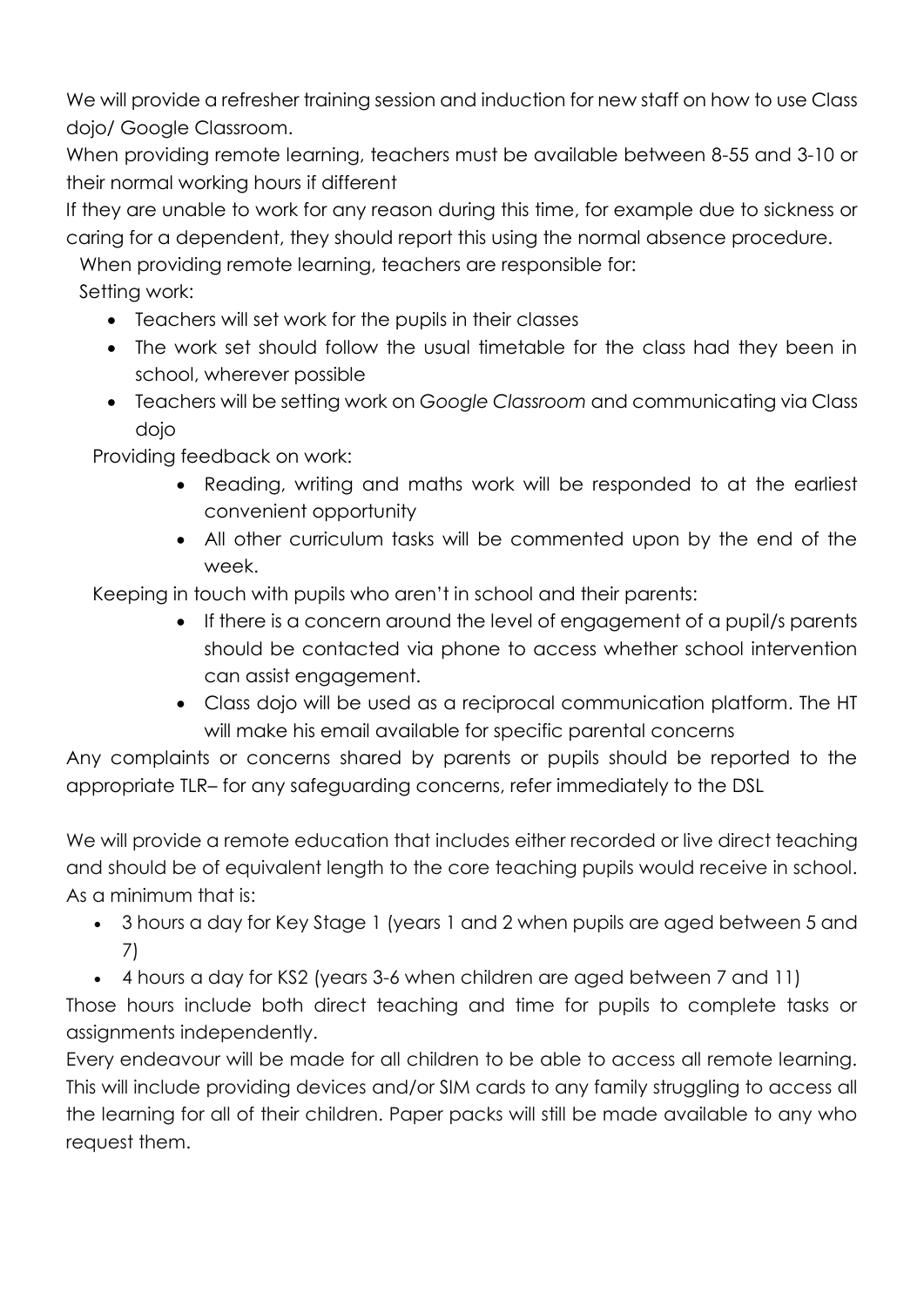We will provide a refresher training session and induction for new staff on how to use Class dojo/ Google Classroom.

When providing remote learning, teachers must be available between 8-55 and 3-10 or their normal working hours if different

If they are unable to work for any reason during this time, for example due to sickness or caring for a dependent, they should report this using the normal absence procedure.

When providing remote learning, teachers are responsible for:

Setting work:

- Teachers will set work for the pupils in their classes
- The work set should follow the usual timetable for the class had they been in school, wherever possible
- Teachers will be setting work on *Google Classroom* and communicating via Class dojo

Providing feedback on work:

- Reading, writing and maths work will be responded to at the earliest convenient opportunity
- All other curriculum tasks will be commented upon by the end of the week.

Keeping in touch with pupils who aren't in school and their parents:

- If there is a concern around the level of engagement of a pupil/s parents should be contacted via phone to access whether school intervention can assist engagement.
- Class dojo will be used as a reciprocal communication platform. The HT will make his email available for specific parental concerns

Any complaints or concerns shared by parents or pupils should be reported to the appropriate TLR– for any safeguarding concerns, refer immediately to the DSL

We will provide a remote education that includes either recorded or live direct teaching and should be of equivalent length to the core teaching pupils would receive in school. As a minimum that is:

- 3 hours a day for Key Stage 1 (years 1 and 2 when pupils are aged between 5 and 7)
- 4 hours a day for KS2 (years 3-6 when children are aged between 7 and 11)

Those hours include both direct teaching and time for pupils to complete tasks or assignments independently.

Every endeavour will be made for all children to be able to access all remote learning. This will include providing devices and/or SIM cards to any family struggling to access all the learning for all of their children. Paper packs will still be made available to any who request them.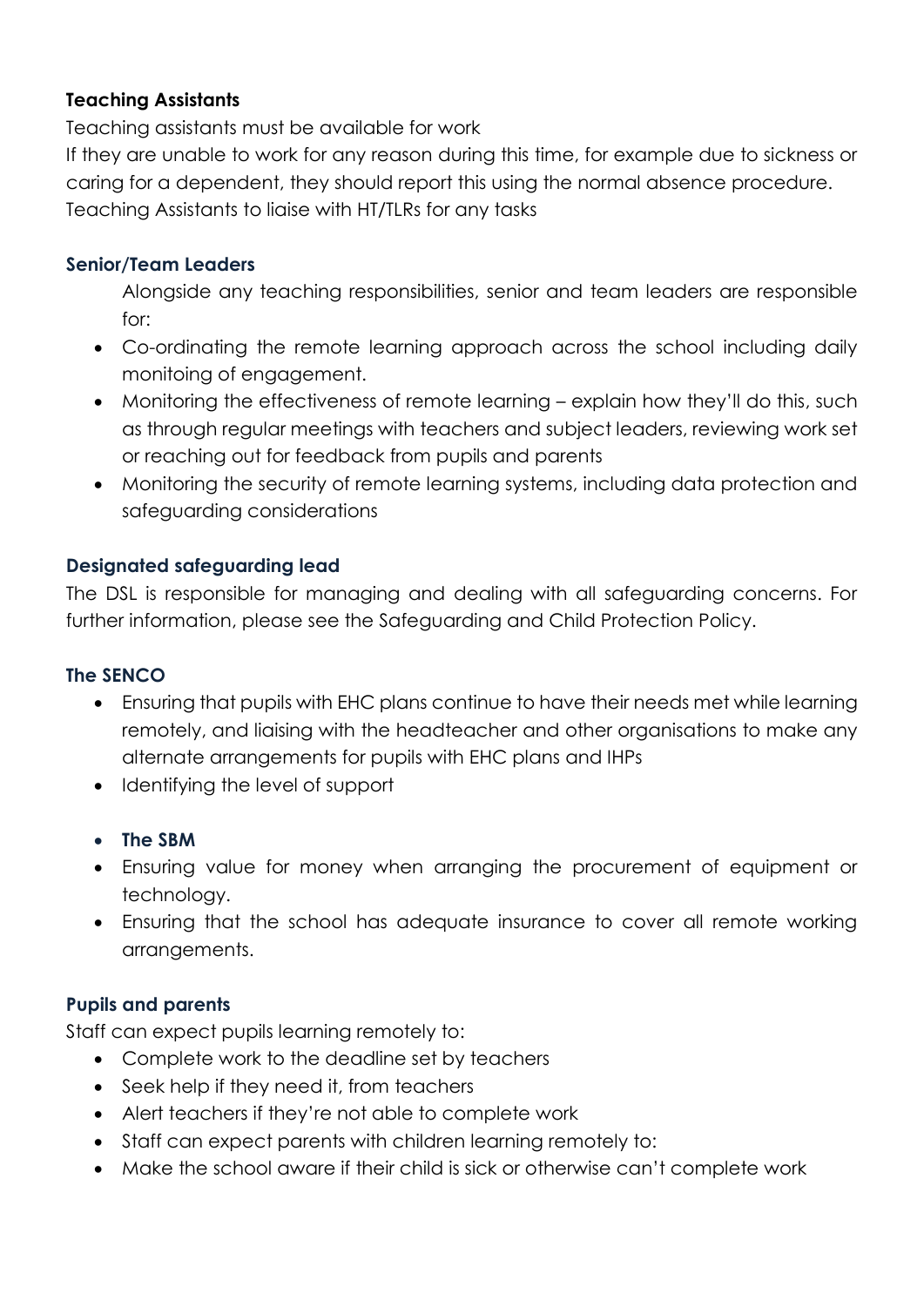**Teaching Assistants**

Teaching assistants must be available for work

If they are unable to work for any reason during this time, for example due to sickness or caring for a dependent, they should report this using the normal absence procedure.

Teaching Assistants to liaise with HT/TLRs for any tasks

**Senior/Team Leaders**

Alongside any teaching responsibilities, senior and team leaders are responsible for:

- Co-ordinating the remote learning approach across the school including daily monitoing of engagement.
- Monitoring the effectiveness of remote learning – explain how they'll do this, such as through regular meetings with teachers and subject leaders, reviewing work set or reaching out for feedback from pupils and parents
- Monitoring the security of remote learning systems, including data protection and safeguarding considerations

**Designated safeguarding lead**

The DSL is responsible for managing and dealing with all safeguarding concerns. For further information, please see the Safeguarding and Child Protection Policy.

**The SENCO**

- Ensuring that pupils with EHC plans continue to have their needs met while learning remotely, and liaising with the headteacher and other organisations to make any alternate arrangements for pupils with EHC plans and IHPs
- Identifying the level of support

- **The SBM**
- Ensuring value for money when arranging the procurement of equipment or technology.
- Ensuring that the school has adequate insurance to cover all remote working arrangements.

**Pupils and parents**

Staff can expect pupils learning remotely to:

- Complete work to the deadline set by teachers
- Seek help if they need it, from teachers
- Alert teachers if they're not able to complete work
- Staff can expect parents with children learning remotely to:
- Make the school aware if their child is sick or otherwise can't complete work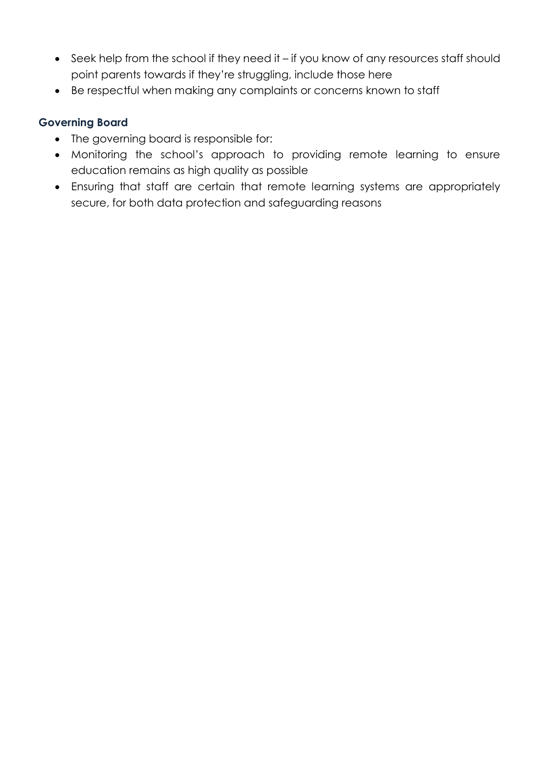- Seek help from the school if they need it – if you know of any resources staff should point parents towards if they're struggling, include those here
- Be respectful when making any complaints or concerns known to staff

### Governing Board

- The governing board is responsible for:
- Monitoring the school's approach to providing remote learning to ensure education remains as high quality as possible
- Ensuring that staff are certain that remote learning systems are appropriately secure, for both data protection and safeguarding reasons